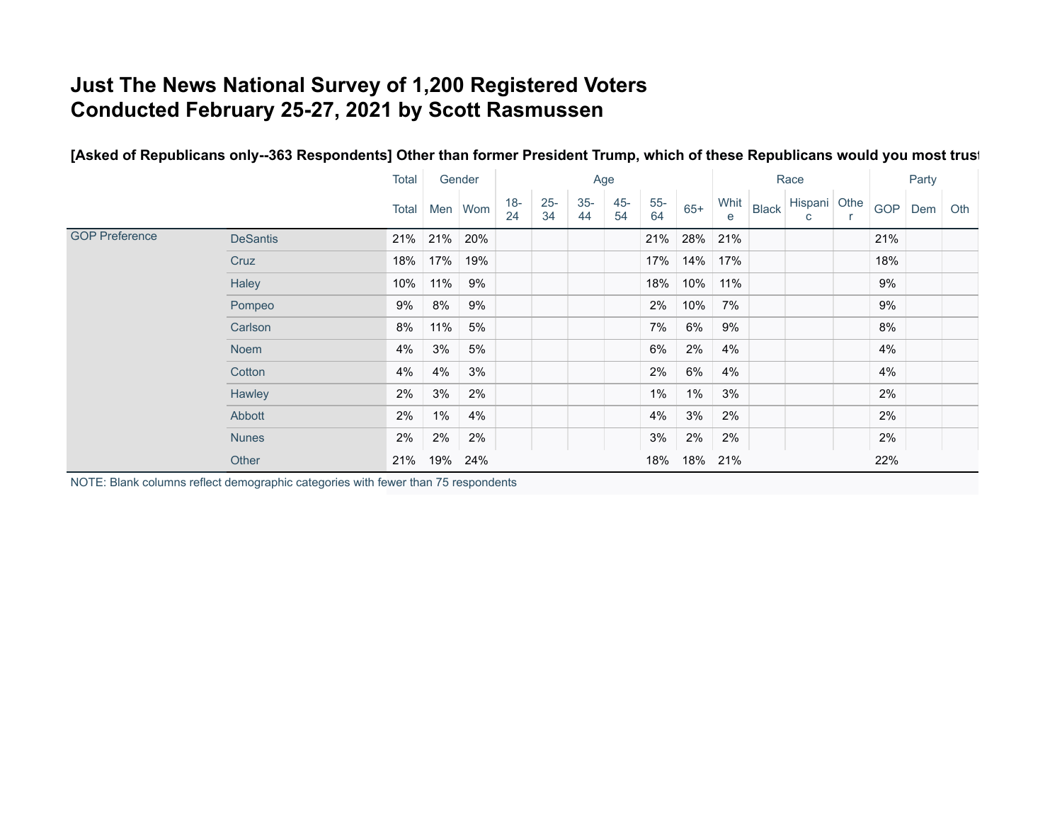# Just The News National Survey of 1,200 Registered Voters
# Conducted February 25-27, 2021 by Scott Rasmussen

**[Asked of Republicans only--363 Respondents] Other than former President Trump, which of these Republicans would you most trust**

| | | Total | Gender | | Age | | | | | | Race | | | | Party | | |
|---|---|---|---|---|---|---|---|---|---|---|---|---|---|---|---|---|---|
| | | Total | Men | Wom | 18-24 | 25-34 | 35-44 | 45-54 | 55-64 | 65+ | White | Black | Hispanic | Other | GOP | Dem | Oth |
| GOP Preference | DeSantis | 21% | 21% | 20% | | | | | 21% | 28% | 21% | | | | 21% | | |
| | Cruz | 18% | 17% | 19% | | | | | 17% | 14% | 17% | | | | 18% | | |
| | Haley | 10% | 11% | 9% | | | | | 18% | 10% | 11% | | | | 9% | | |
| | Pompeo | 9% | 8% | 9% | | | | | 2% | 10% | 7% | | | | 9% | | |
| | Carlson | 8% | 11% | 5% | | | | | 7% | 6% | 9% | | | | 8% | | |
| | Noem | 4% | 3% | 5% | | | | | 6% | 2% | 4% | | | | 4% | | |
| | Cotton | 4% | 4% | 3% | | | | | 2% | 6% | 4% | | | | 4% | | |
| | Hawley | 2% | 3% | 2% | | | | | 1% | 1% | 3% | | | | 2% | | |
| | Abbott | 2% | 1% | 4% | | | | | 4% | 3% | 2% | | | | 2% | | |
| | Nunes | 2% | 2% | 2% | | | | | 3% | 2% | 2% | | | | 2% | | |
| | Other | 21% | 19% | 24% | | | | | 18% | 18% | 21% | | | | 22% | | |

NOTE: Blank columns reflect demographic categories with fewer than 75 respondents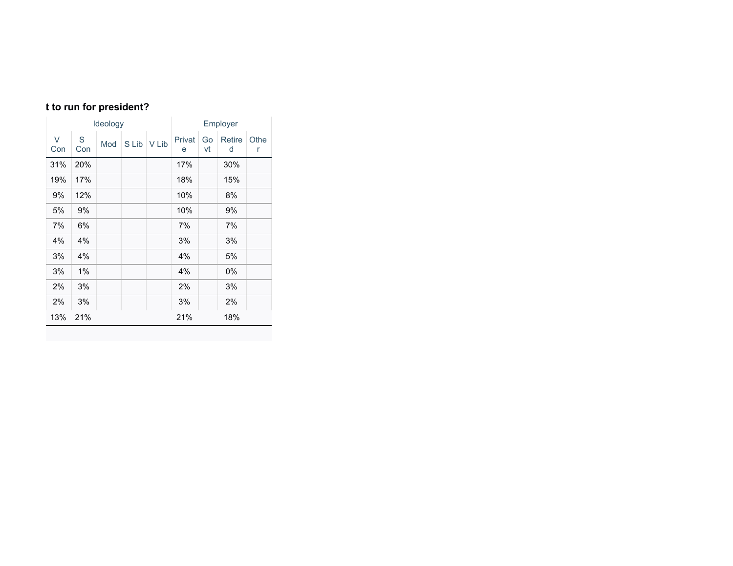**t to run for president?**

| Ideology | | | | | Employer | | | |
|---|---|---|---|---|---|---|---|---|
| V Con | S Con | Mod | S Lib | V Lib | Private | Govt | Retired | Other |
| 31% | 20% | | | | 17% | | 30% | |
| 19% | 17% | | | | 18% | | 15% | |
| 9% | 12% | | | | 10% | | 8% | |
| 5% | 9% | | | | 10% | | 9% | |
| 7% | 6% | | | | 7% | | 7% | |
| 4% | 4% | | | | 3% | | 3% | |
| 3% | 4% | | | | 4% | | 5% | |
| 3% | 1% | | | | 4% | | 0% | |
| 2% | 3% | | | | 2% | | 3% | |
| 2% | 3% | | | | 3% | | 2% | |
| 13% | 21% | | | | 21% | | 18% | |